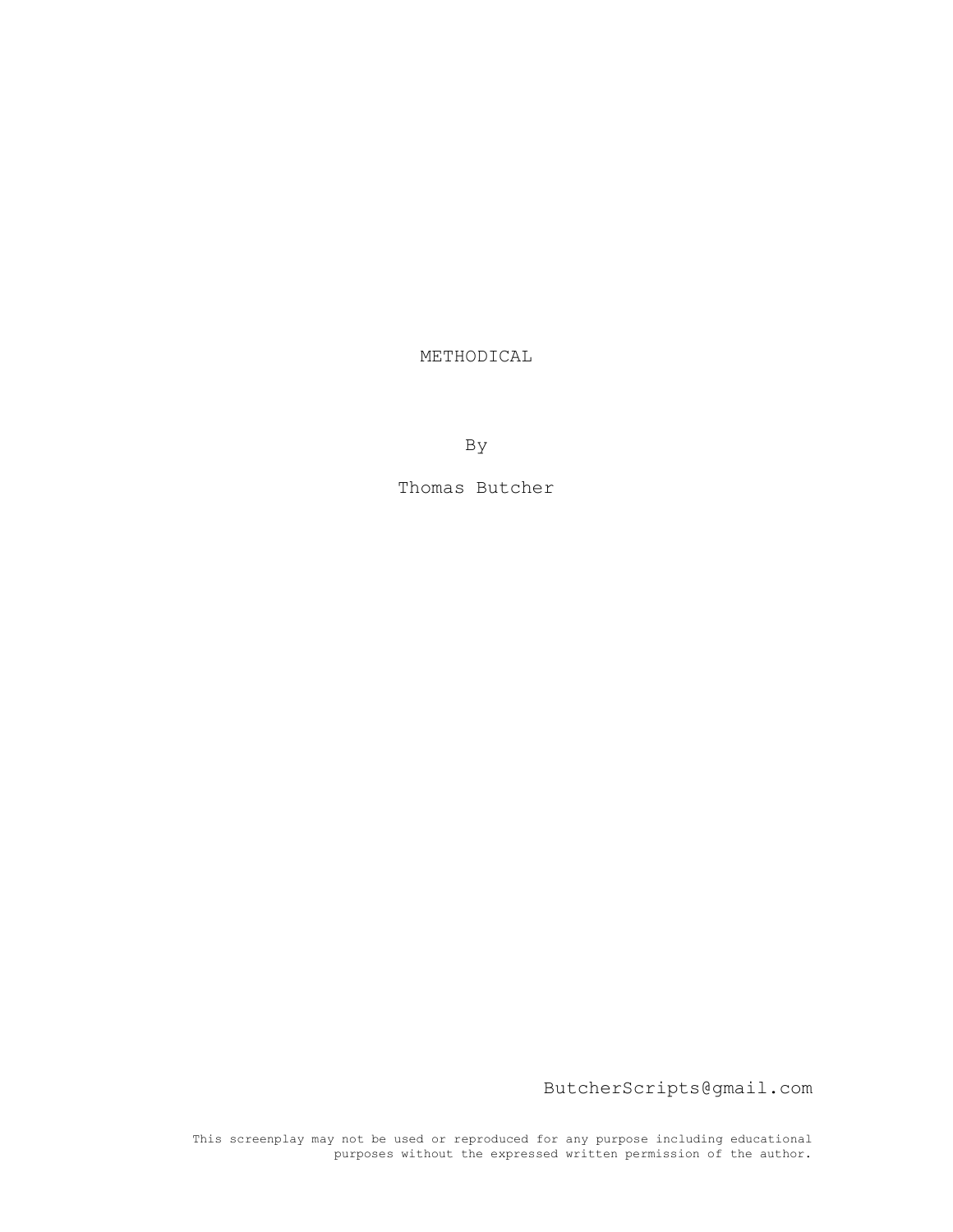# METHODICAL

By

Thomas Butcher

ButcherScripts@gmail.com

This screenplay may not be used or reproduced for any purpose including educational purposes without the expressed written permission of the author.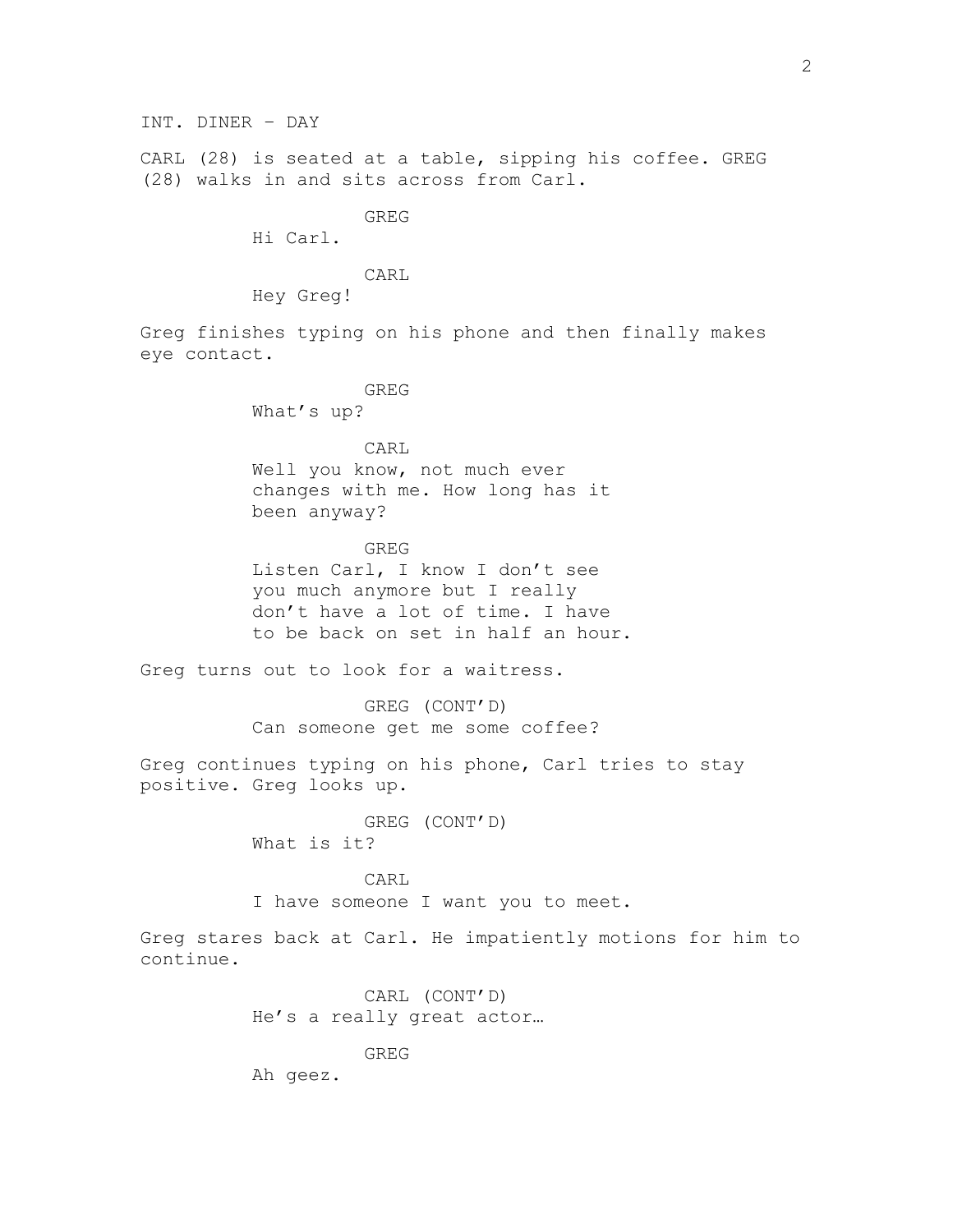INT. DINER – DAY

CARL (28) is seated at a table, sipping his coffee. GREG (28) walks in and sits across from Carl.

GREG
Hi Carl.

CARL
Hey Greg!

Greg finishes typing on his phone and then finally makes eye contact.

GREG
What's up?

CARL
Well you know, not much ever changes with me. How long has it been anyway?

GREG
Listen Carl, I know I don't see you much anymore but I really don't have a lot of time. I have to be back on set in half an hour.

Greg turns out to look for a waitress.

GREG (CONT'D)
Can someone get me some coffee?

Greg continues typing on his phone, Carl tries to stay positive. Greg looks up.

GREG (CONT'D)
What is it?

CARL
I have someone I want you to meet.

Greg stares back at Carl. He impatiently motions for him to continue.

CARL (CONT'D)
He's a really great actor…

GREG
Ah geez.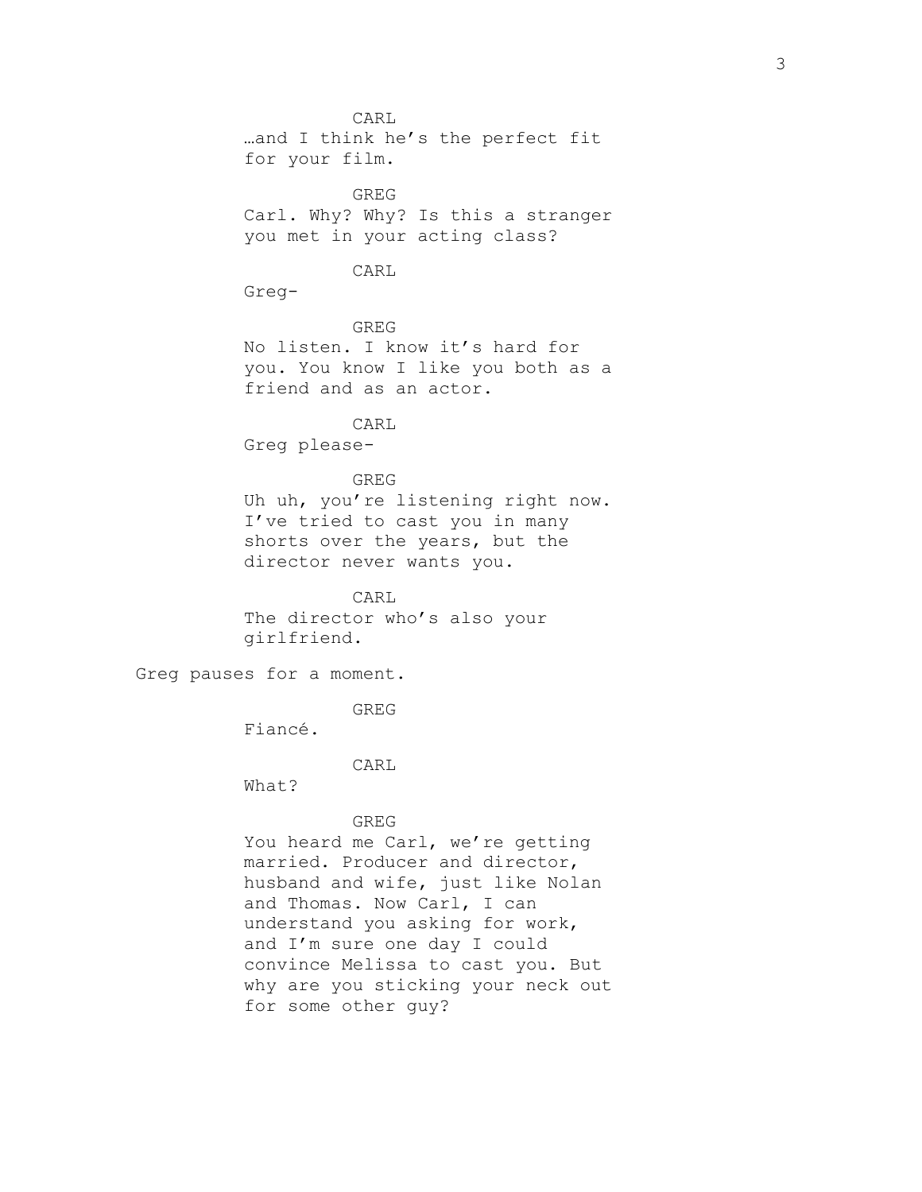CARL

…and I think he's the perfect fit for your film.

GREG

Carl. Why? Why? Is this a stranger you met in your acting class?

CARL

Greg-

GREG

No listen. I know it's hard for you. You know I like you both as a friend and as an actor.

CARL

Greg please-

GREG

Uh uh, you're listening right now. I've tried to cast you in many shorts over the years, but the director never wants you.

CARL

The director who's also your girlfriend.

Greg pauses for a moment.

GREG

Fiancé.

CARL

What?

GREG

You heard me Carl, we're getting married. Producer and director, husband and wife, just like Nolan and Thomas. Now Carl, I can understand you asking for work, and I'm sure one day I could convince Melissa to cast you. But why are you sticking your neck out for some other guy?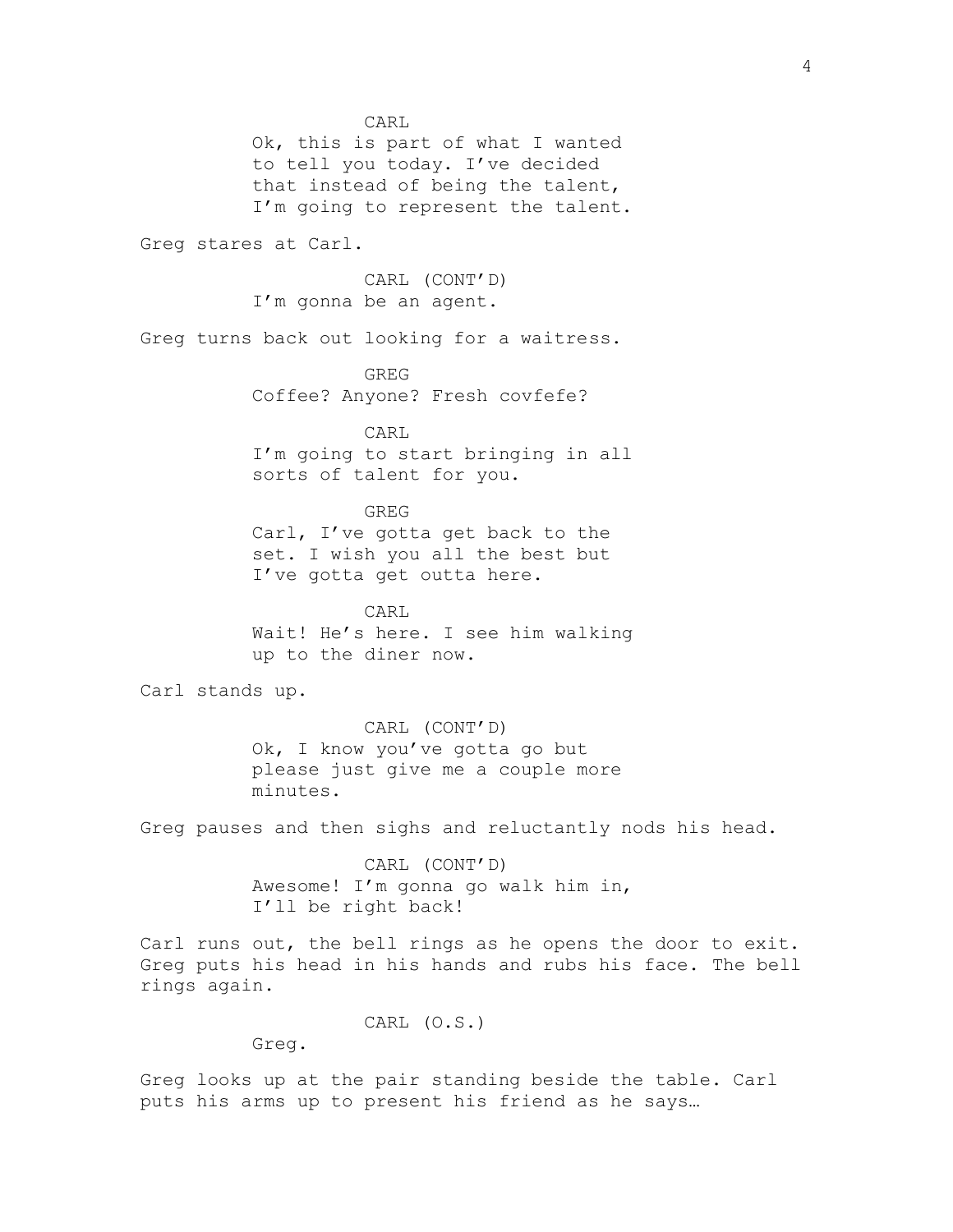CARL

Ok, this is part of what I wanted to tell you today. I've decided that instead of being the talent, I'm going to represent the talent.

Greg stares at Carl.

CARL (CONT'D)

I'm gonna be an agent.

Greg turns back out looking for a waitress.

GREG

Coffee? Anyone? Fresh covfefe?

CARL

I'm going to start bringing in all sorts of talent for you.

GREG

Carl, I've gotta get back to the set. I wish you all the best but I've gotta get outta here.

CARL

Wait! He's here. I see him walking up to the diner now.

Carl stands up.

CARL (CONT'D)

Ok, I know you've gotta go but please just give me a couple more minutes.

Greg pauses and then sighs and reluctantly nods his head.

CARL (CONT'D)

Awesome! I'm gonna go walk him in, I'll be right back!

Carl runs out, the bell rings as he opens the door to exit. Greg puts his head in his hands and rubs his face. The bell rings again.

CARL (O.S.)

Greg.

Greg looks up at the pair standing beside the table. Carl puts his arms up to present his friend as he says…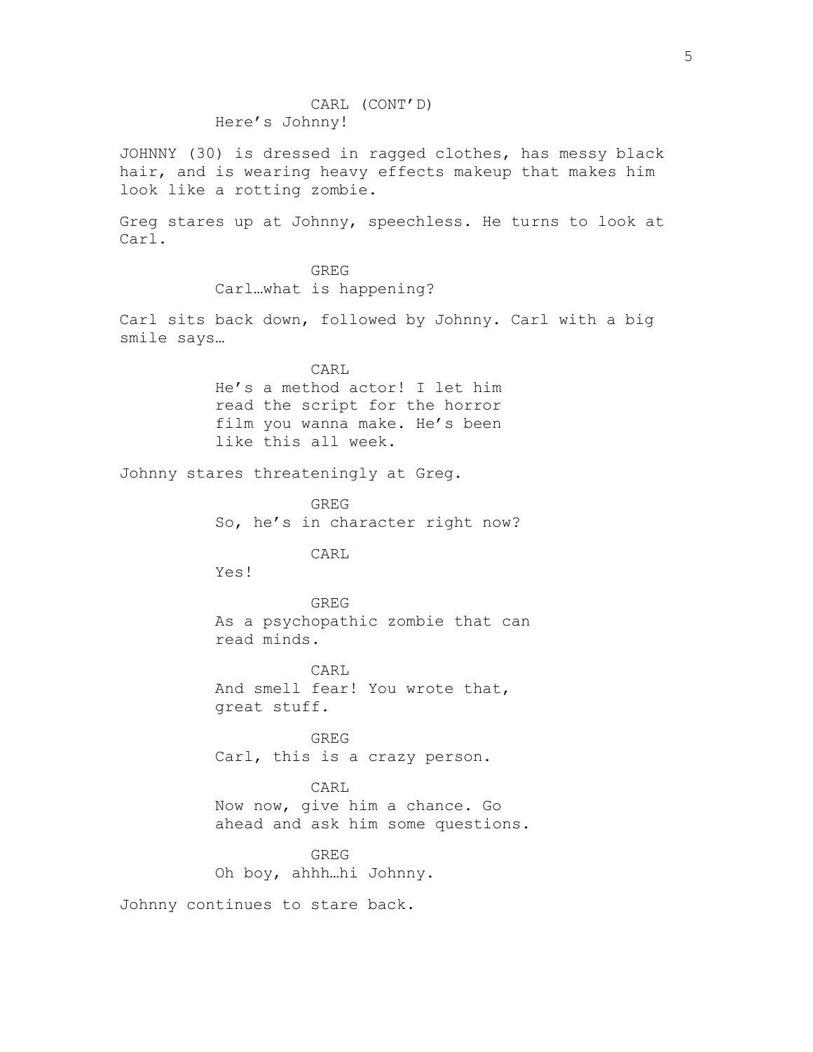CARL (CONT'D)
Here's Johnny!

JOHNNY (30) is dressed in ragged clothes, has messy black hair, and is wearing heavy effects makeup that makes him look like a rotting zombie.

Greg stares up at Johnny, speechless. He turns to look at Carl.

GREG
Carl…what is happening?

Carl sits back down, followed by Johnny. Carl with a big smile says…

CARL
He's a method actor! I let him read the script for the horror film you wanna make. He's been like this all week.

Johnny stares threateningly at Greg.

GREG
So, he's in character right now?

CARL
Yes!

GREG
As a psychopathic zombie that can read minds.

CARL
And smell fear! You wrote that, great stuff.

GREG
Carl, this is a crazy person.

CARL
Now now, give him a chance. Go ahead and ask him some questions.

GREG
Oh boy, ahhh…hi Johnny.

Johnny continues to stare back.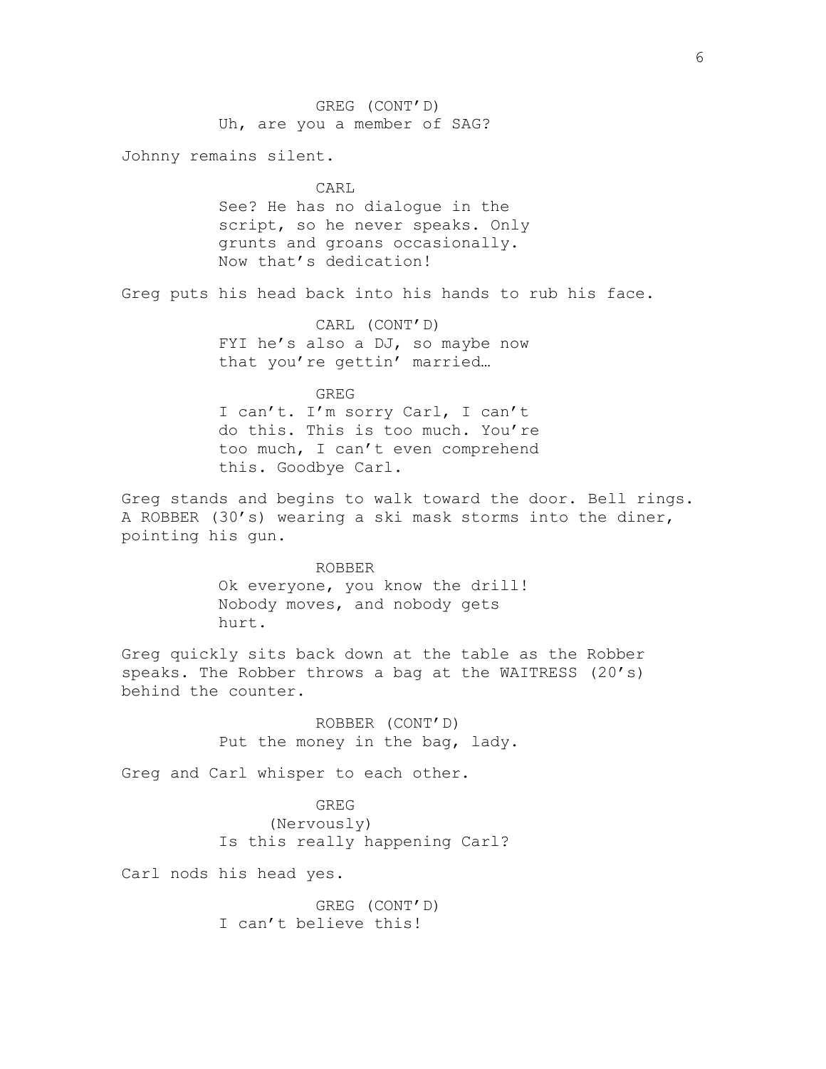GREG (CONT'D)
Uh, are you a member of SAG?

Johnny remains silent.

CARL
See? He has no dialogue in the script, so he never speaks. Only grunts and groans occasionally. Now that's dedication!

Greg puts his head back into his hands to rub his face.

CARL (CONT'D)
FYI he's also a DJ, so maybe now that you're gettin' married…

GREG
I can't. I'm sorry Carl, I can't do this. This is too much. You're too much, I can't even comprehend this. Goodbye Carl.

Greg stands and begins to walk toward the door. Bell rings. A ROBBER (30's) wearing a ski mask storms into the diner, pointing his gun.

ROBBER
Ok everyone, you know the drill! Nobody moves, and nobody gets hurt.

Greg quickly sits back down at the table as the Robber speaks. The Robber throws a bag at the WAITRESS (20's) behind the counter.

ROBBER (CONT'D)
Put the money in the bag, lady.

Greg and Carl whisper to each other.

GREG
(Nervously)
Is this really happening Carl?

Carl nods his head yes.

GREG (CONT'D)
I can't believe this!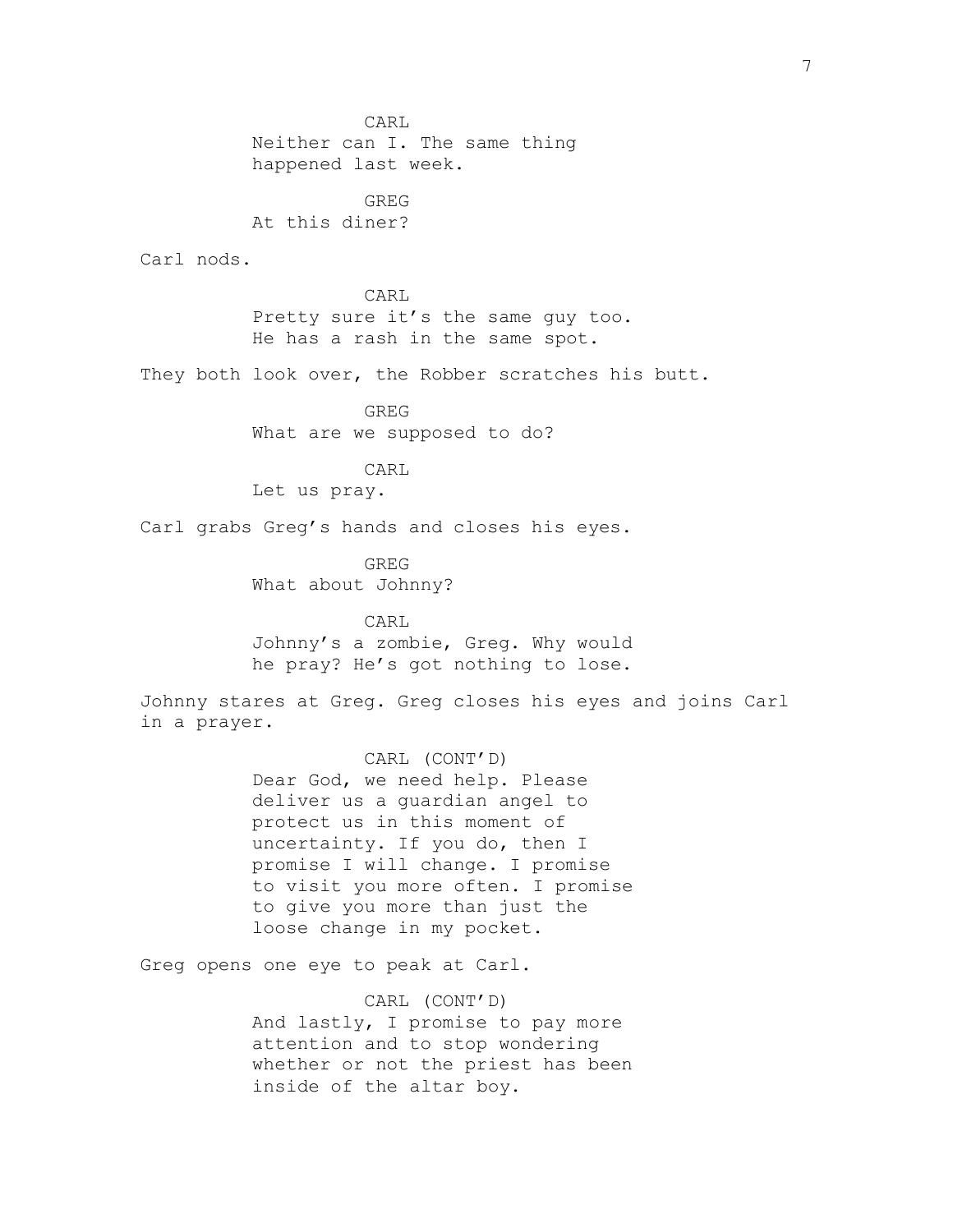CARL
Neither can I. The same thing happened last week.

GREG
At this diner?

Carl nods.

CARL
Pretty sure it's the same guy too. He has a rash in the same spot.

They both look over, the Robber scratches his butt.

GREG
What are we supposed to do?

CARL
Let us pray.

Carl grabs Greg's hands and closes his eyes.

GREG
What about Johnny?

CARL
Johnny's a zombie, Greg. Why would he pray? He's got nothing to lose.

Johnny stares at Greg. Greg closes his eyes and joins Carl in a prayer.

CARL (CONT'D)
Dear God, we need help. Please deliver us a guardian angel to protect us in this moment of uncertainty. If you do, then I promise I will change. I promise to visit you more often. I promise to give you more than just the loose change in my pocket.

Greg opens one eye to peak at Carl.

CARL (CONT'D)
And lastly, I promise to pay more attention and to stop wondering whether or not the priest has been inside of the altar boy.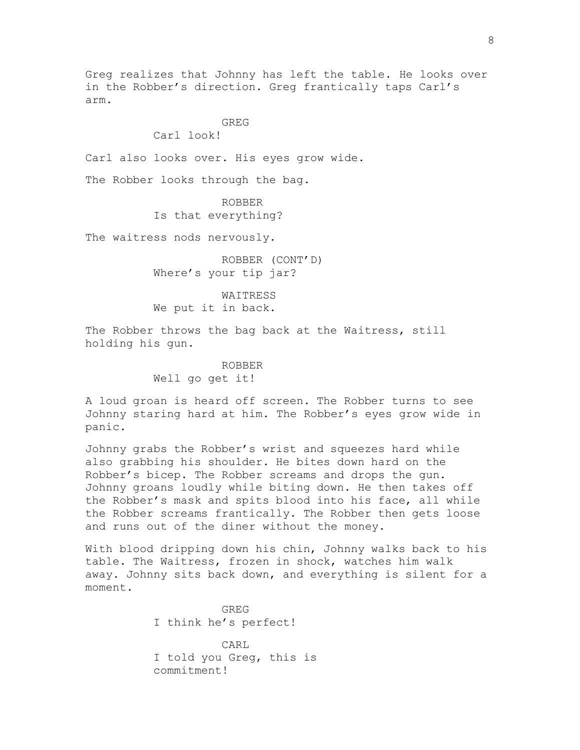Greg realizes that Johnny has left the table. He looks over in the Robber's direction. Greg frantically taps Carl's arm.

GREG
Carl look!

Carl also looks over. His eyes grow wide.

The Robber looks through the bag.

ROBBER
Is that everything?

The waitress nods nervously.

ROBBER (CONT'D)
Where's your tip jar?

WAITRESS
We put it in back.

The Robber throws the bag back at the Waitress, still holding his gun.

ROBBER
Well go get it!

A loud groan is heard off screen. The Robber turns to see Johnny staring hard at him. The Robber's eyes grow wide in panic.

Johnny grabs the Robber's wrist and squeezes hard while also grabbing his shoulder. He bites down hard on the Robber's bicep. The Robber screams and drops the gun. Johnny groans loudly while biting down. He then takes off the Robber's mask and spits blood into his face, all while the Robber screams frantically. The Robber then gets loose and runs out of the diner without the money.

With blood dripping down his chin, Johnny walks back to his table. The Waitress, frozen in shock, watches him walk away. Johnny sits back down, and everything is silent for a moment.

GREG
I think he's perfect!

CARL
I told you Greg, this is commitment!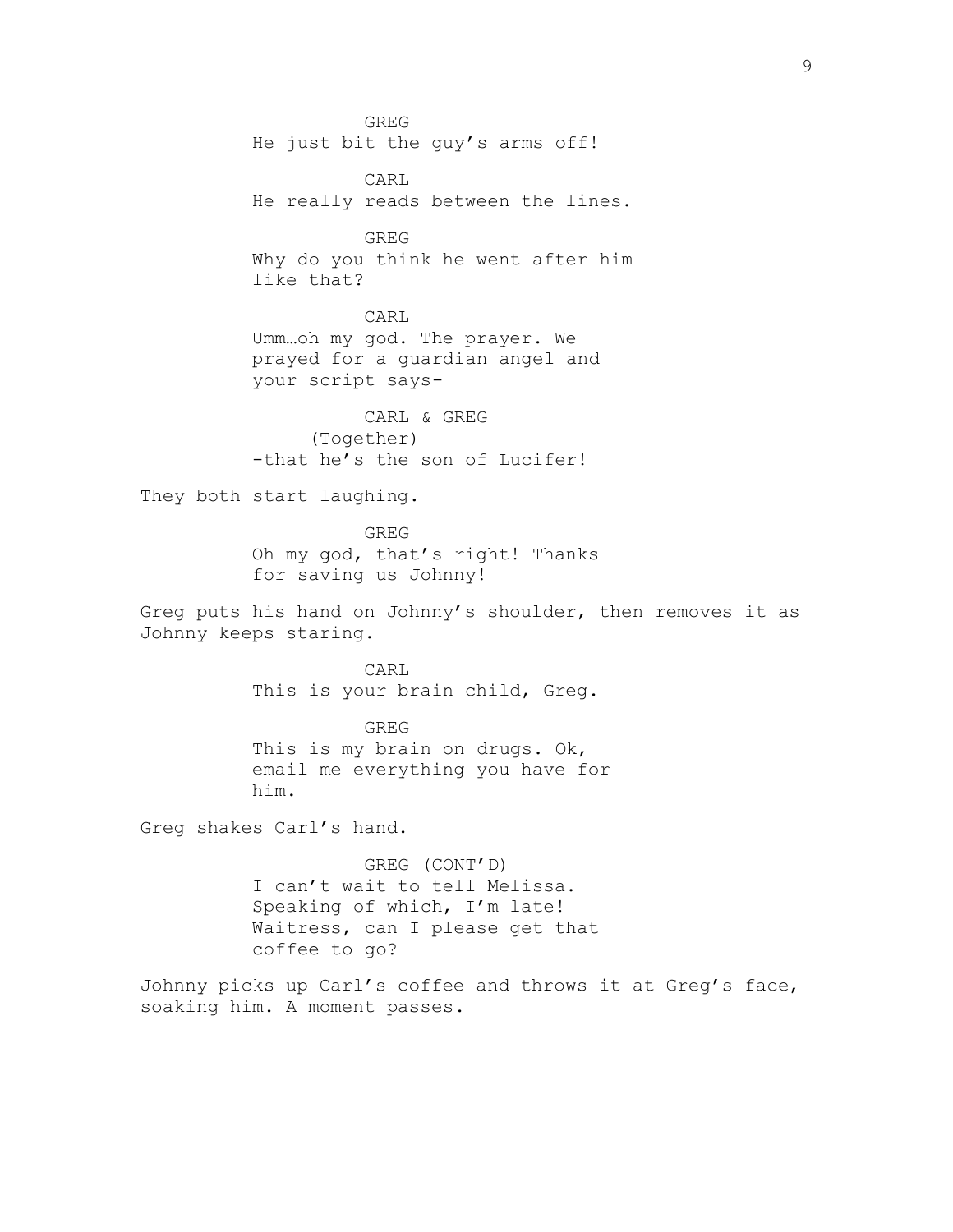GREG
He just bit the guy's arms off!

CARL
He really reads between the lines.

GREG
Why do you think he went after him like that?

CARL
Umm…oh my god. The prayer. We prayed for a guardian angel and your script says-

CARL & GREG
(Together)
-that he's the son of Lucifer!

They both start laughing.

GREG
Oh my god, that's right! Thanks for saving us Johnny!

Greg puts his hand on Johnny's shoulder, then removes it as Johnny keeps staring.

CARL
This is your brain child, Greg.

GREG
This is my brain on drugs. Ok, email me everything you have for him.

Greg shakes Carl's hand.

GREG (CONT'D)
I can't wait to tell Melissa. Speaking of which, I'm late! Waitress, can I please get that coffee to go?

Johnny picks up Carl's coffee and throws it at Greg's face, soaking him. A moment passes.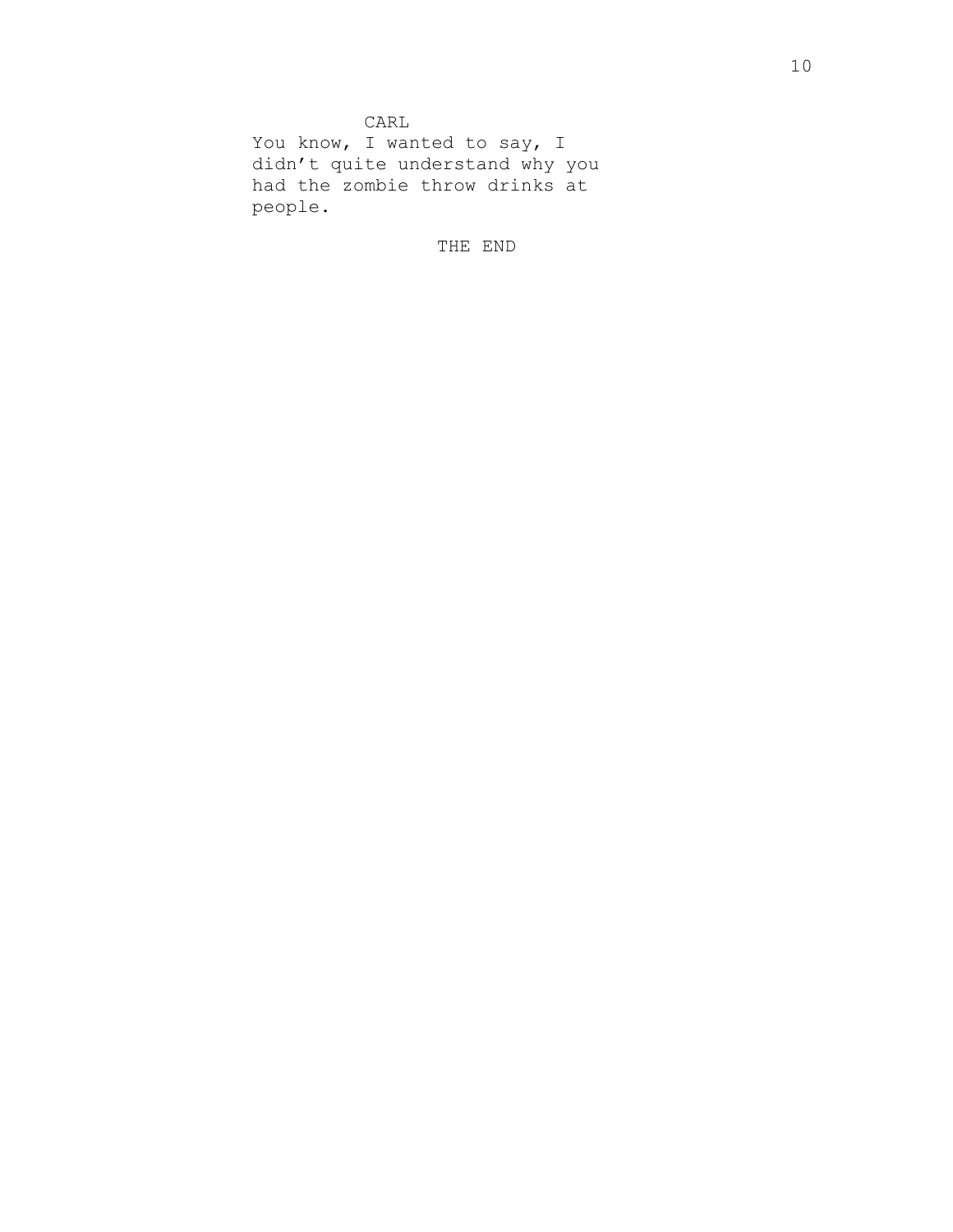CARL

You know, I wanted to say, I didn't quite understand why you had the zombie throw drinks at people.

THE END